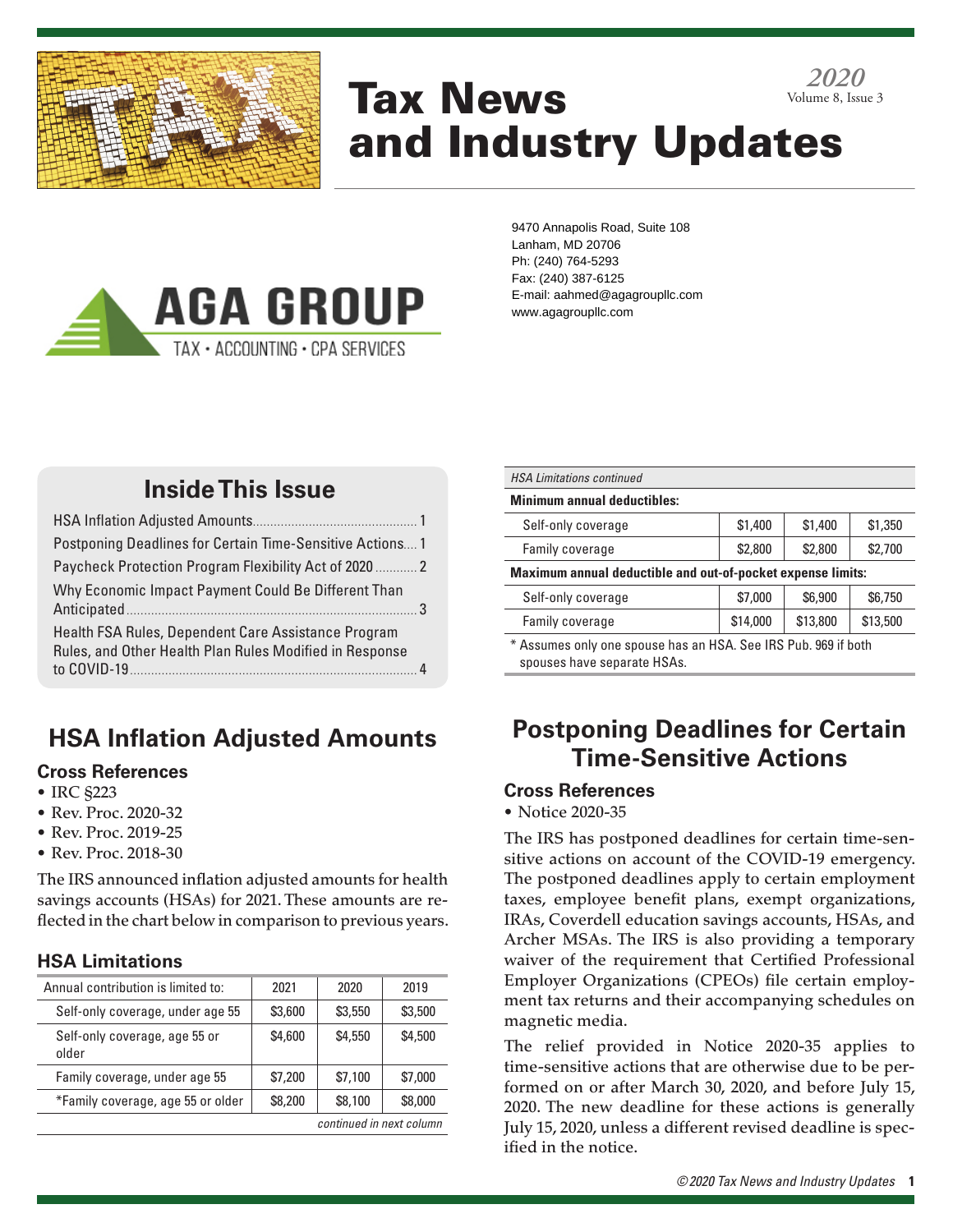# Tax News and Industry Updates

*2020*
Volume 8, Issue 3

**AGA GROUP**
TAX • ACCOUNTING • CPA SERVICES

9470 Annapolis Road, Suite 108
Lanham, MD 20706
Ph: (240) 764-5293
Fax: (240) 387-6125
E-mail: aahmed@agagroupllc.com
www.agagroupllc.com

## Inside This Issue

- HSA Inflation Adjusted Amounts .... 1
- Postponing Deadlines for Certain Time-Sensitive Actions .... 1
- Paycheck Protection Program Flexibility Act of 2020 .... 2
- Why Economic Impact Payment Could Be Different Than Anticipated .... 3
- Health FSA Rules, Dependent Care Assistance Program Rules, and Other Health Plan Rules Modified in Response to COVID-19 .... 4

## HSA Inflation Adjusted Amounts

### Cross References

- IRC §223
- Rev. Proc. 2020-32
- Rev. Proc. 2019-25
- Rev. Proc. 2018-30

The IRS announced inflation adjusted amounts for health savings accounts (HSAs) for 2021. These amounts are reflected in the chart below in comparison to previous years.

### HSA Limitations

| Annual contribution is limited to: | 2021 | 2020 | 2019 |
|---|---|---|---|
| Self-only coverage, under age 55 | $3,600 | $3,550 | $3,500 |
| Self-only coverage, age 55 or older | $4,600 | $4,550 | $4,500 |
| Family coverage, under age 55 | $7,200 | $7,100 | $7,000 |
| *Family coverage, age 55 or older | $8,200 | $8,100 | $8,000 |
| **Minimum annual deductibles:** | | | |
| Self-only coverage | $1,400 | $1,400 | $1,350 |
| Family coverage | $2,800 | $2,800 | $2,700 |
| **Maximum annual deductible and out-of-pocket expense limits:** | | | |
| Self-only coverage | $7,000 | $6,900 | $6,750 |
| Family coverage | $14,000 | $13,800 | $13,500 |

\* Assumes only one spouse has an HSA. See IRS Pub. 969 if both spouses have separate HSAs.

## Postponing Deadlines for Certain Time-Sensitive Actions

### Cross References

- Notice 2020-35

The IRS has postponed deadlines for certain time-sensitive actions on account of the COVID-19 emergency. The postponed deadlines apply to certain employment taxes, employee benefit plans, exempt organizations, IRAs, Coverdell education savings accounts, HSAs, and Archer MSAs. The IRS is also providing a temporary waiver of the requirement that Certified Professional Employer Organizations (CPEOs) file certain employment tax returns and their accompanying schedules on magnetic media.

The relief provided in Notice 2020-35 applies to time-sensitive actions that are otherwise due to be performed on or after March 30, 2020, and before July 15, 2020. The new deadline for these actions is generally July 15, 2020, unless a different revised deadline is specified in the notice.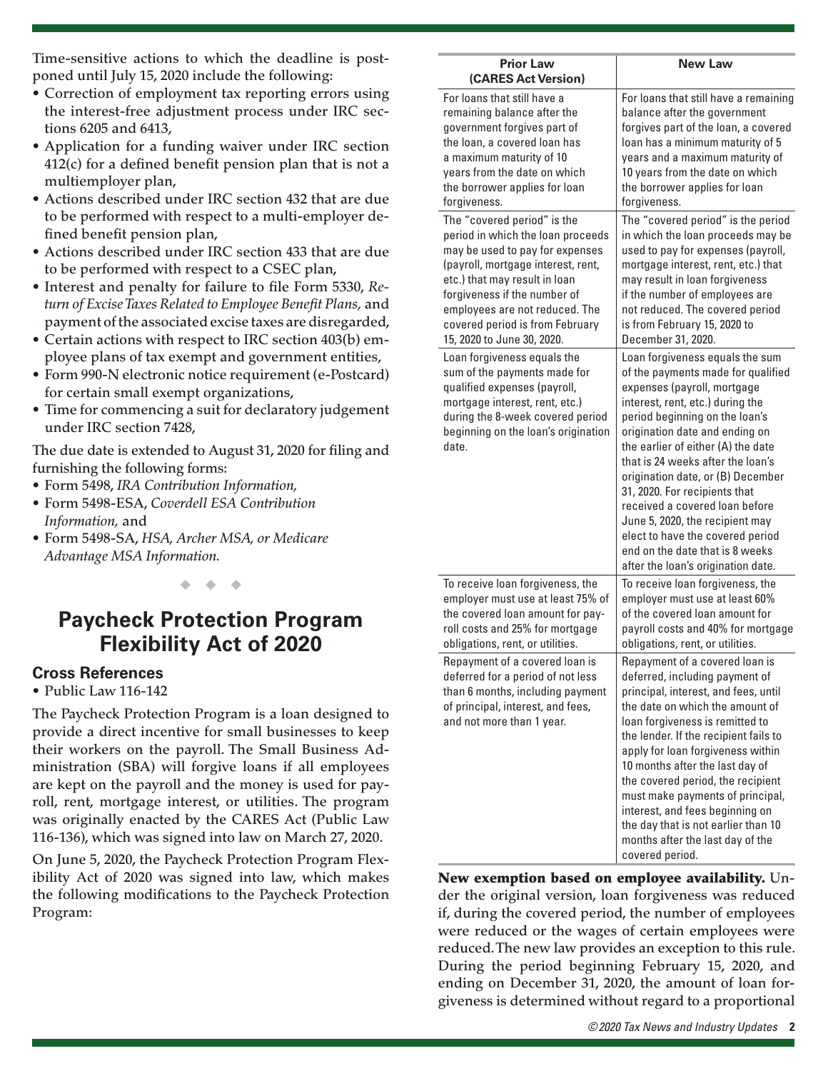Time-sensitive actions to which the deadline is postponed until July 15, 2020 include the following:

- Correction of employment tax reporting errors using the interest-free adjustment process under IRC sections 6205 and 6413,
- Application for a funding waiver under IRC section 412(c) for a defined benefit pension plan that is not a multiemployer plan,
- Actions described under IRC section 432 that are due to be performed with respect to a multi-employer defined benefit pension plan,
- Actions described under IRC section 433 that are due to be performed with respect to a CSEC plan,
- Interest and penalty for failure to file Form 5330, *Return of Excise Taxes Related to Employee Benefit Plans,* and payment of the associated excise taxes are disregarded,
- Certain actions with respect to IRC section 403(b) employee plans of tax exempt and government entities,
- Form 990-N electronic notice requirement (e-Postcard) for certain small exempt organizations,
- Time for commencing a suit for declaratory judgement under IRC section 7428,

The due date is extended to August 31, 2020 for filing and furnishing the following forms:

- Form 5498, *IRA Contribution Information,*
- Form 5498-ESA, *Coverdell ESA Contribution Information,* and
- Form 5498-SA, *HSA, Archer MSA, or Medicare Advantage MSA Information.*

◆ ◆ ◆

# Paycheck Protection Program Flexibility Act of 2020

## Cross References

- Public Law 116-142

The Paycheck Protection Program is a loan designed to provide a direct incentive for small businesses to keep their workers on the payroll. The Small Business Administration (SBA) will forgive loans if all employees are kept on the payroll and the money is used for payroll, rent, mortgage interest, or utilities. The program was originally enacted by the CARES Act (Public Law 116-136), which was signed into law on March 27, 2020.

On June 5, 2020, the Paycheck Protection Program Flexibility Act of 2020 was signed into law, which makes the following modifications to the Paycheck Protection Program:

| Prior Law (CARES Act Version) | New Law |
|---|---|
| For loans that still have a remaining balance after the government forgives part of the loan, a covered loan has a maximum maturity of 10 years from the date on which the borrower applies for loan forgiveness. | For loans that still have a remaining balance after the government forgives part of the loan, a covered loan has a minimum maturity of 5 years and a maximum maturity of 10 years from the date on which the borrower applies for loan forgiveness. |
| The "covered period" is the period in which the loan proceeds may be used to pay for expenses (payroll, mortgage interest, rent, etc.) that may result in loan forgiveness if the number of employees are not reduced. The covered period is from February 15, 2020 to June 30, 2020. | The "covered period" is the period in which the loan proceeds may be used to pay for expenses (payroll, mortgage interest, rent, etc.) that may result in loan forgiveness if the number of employees are not reduced. The covered period is from February 15, 2020 to December 31, 2020. |
| Loan forgiveness equals the sum of the payments made for qualified expenses (payroll, mortgage interest, rent, etc.) during the 8-week covered period beginning on the loan's origination date. | Loan forgiveness equals the sum of the payments made for qualified expenses (payroll, mortgage interest, rent, etc.) during the period beginning on the loan's origination date and ending on the earlier of either (A) the date that is 24 weeks after the loan's origination date, or (B) December 31, 2020. For recipients that received a covered loan before June 5, 2020, the recipient may elect to have the covered period end on the date that is 8 weeks after the loan's origination date. |
| To receive loan forgiveness, the employer must use at least 75% of the covered loan amount for payroll costs and 25% for mortgage obligations, rent, or utilities. | To receive loan forgiveness, the employer must use at least 60% of the covered loan amount for payroll costs and 40% for mortgage obligations, rent, or utilities. |
| Repayment of a covered loan is deferred for a period of not less than 6 months, including payment of principal, interest, and fees, and not more than 1 year. | Repayment of a covered loan is deferred, including payment of principal, interest, and fees, until the date on which the amount of loan forgiveness is remitted to the lender. If the recipient fails to apply for loan forgiveness within 10 months after the last day of the covered period, the recipient must make payments of principal, interest, and fees beginning on the day that is not earlier than 10 months after the last day of the covered period. |

**New exemption based on employee availability.** Under the original version, loan forgiveness was reduced if, during the covered period, the number of employees were reduced or the wages of certain employees were reduced. The new law provides an exception to this rule. During the period beginning February 15, 2020, and ending on December 31, 2020, the amount of loan forgiveness is determined without regard to a proportional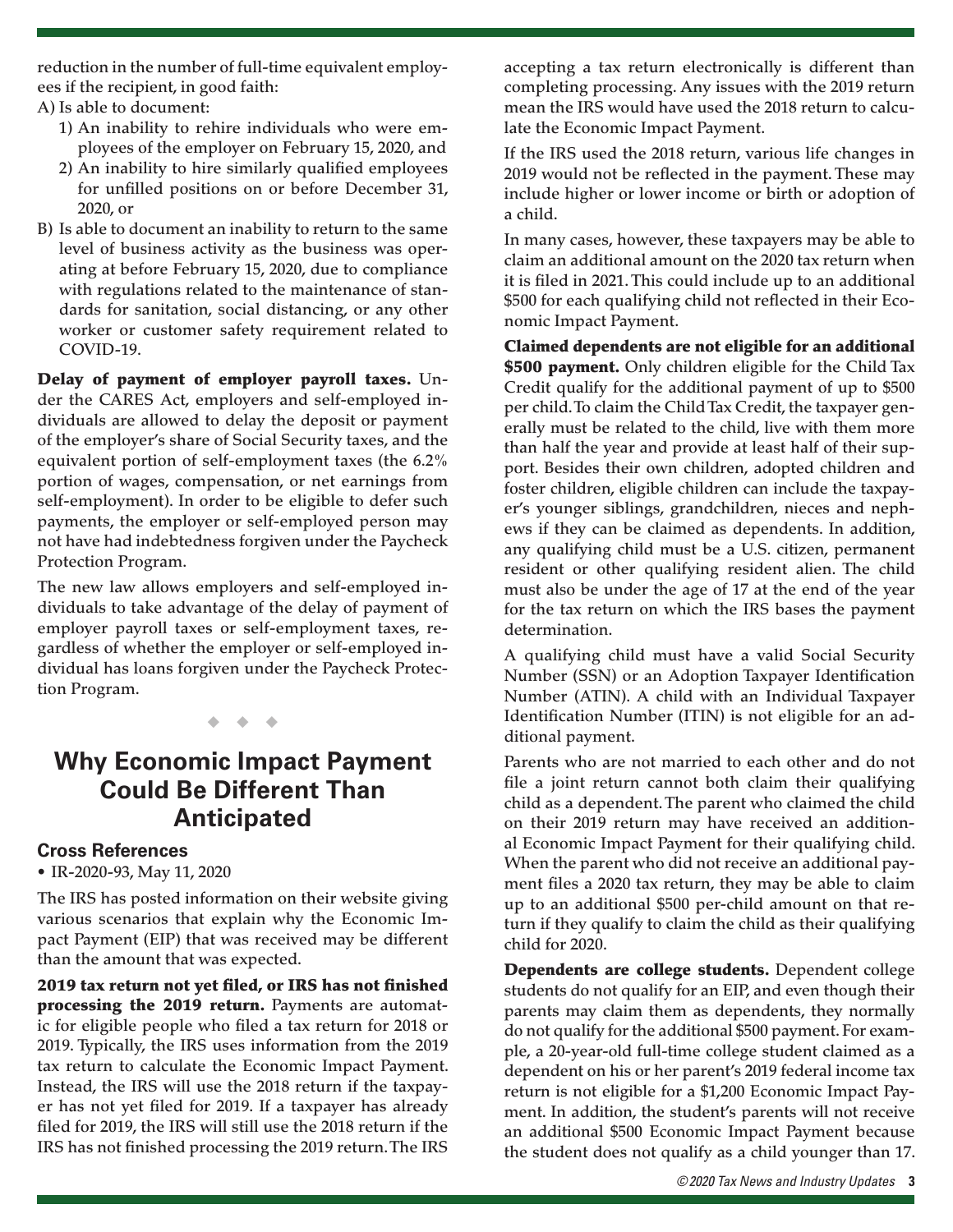reduction in the number of full-time equivalent employees if the recipient, in good faith:

A) Is able to document:
   1) An inability to rehire individuals who were employees of the employer on February 15, 2020, and
   2) An inability to hire similarly qualified employees for unfilled positions on or before December 31, 2020, or

B) Is able to document an inability to return to the same level of business activity as the business was operating at before February 15, 2020, due to compliance with regulations related to the maintenance of standards for sanitation, social distancing, or any other worker or customer safety requirement related to COVID-19.

**Delay of payment of employer payroll taxes.** Under the CARES Act, employers and self-employed individuals are allowed to delay the deposit or payment of the employer's share of Social Security taxes, and the equivalent portion of self-employment taxes (the 6.2% portion of wages, compensation, or net earnings from self-employment). In order to be eligible to defer such payments, the employer or self-employed person may not have had indebtedness forgiven under the Paycheck Protection Program.

The new law allows employers and self-employed individuals to take advantage of the delay of payment of employer payroll taxes or self-employment taxes, regardless of whether the employer or self-employed individual has loans forgiven under the Paycheck Protection Program.

◆ ◆ ◆

## Why Economic Impact Payment Could Be Different Than Anticipated

### Cross References

- IR-2020-93, May 11, 2020

The IRS has posted information on their website giving various scenarios that explain why the Economic Impact Payment (EIP) that was received may be different than the amount that was expected.

**2019 tax return not yet filed, or IRS has not finished processing the 2019 return.** Payments are automatic for eligible people who filed a tax return for 2018 or 2019. Typically, the IRS uses information from the 2019 tax return to calculate the Economic Impact Payment. Instead, the IRS will use the 2018 return if the taxpayer has not yet filed for 2019. If a taxpayer has already filed for 2019, the IRS will still use the 2018 return if the IRS has not finished processing the 2019 return. The IRS accepting a tax return electronically is different than completing processing. Any issues with the 2019 return mean the IRS would have used the 2018 return to calculate the Economic Impact Payment.

If the IRS used the 2018 return, various life changes in 2019 would not be reflected in the payment. These may include higher or lower income or birth or adoption of a child.

In many cases, however, these taxpayers may be able to claim an additional amount on the 2020 tax return when it is filed in 2021. This could include up to an additional $500 for each qualifying child not reflected in their Economic Impact Payment.

**Claimed dependents are not eligible for an additional $500 payment.** Only children eligible for the Child Tax Credit qualify for the additional payment of up to $500 per child. To claim the Child Tax Credit, the taxpayer generally must be related to the child, live with them more than half the year and provide at least half of their support. Besides their own children, adopted children and foster children, eligible children can include the taxpayer's younger siblings, grandchildren, nieces and nephews if they can be claimed as dependents. In addition, any qualifying child must be a U.S. citizen, permanent resident or other qualifying resident alien. The child must also be under the age of 17 at the end of the year for the tax return on which the IRS bases the payment determination.

A qualifying child must have a valid Social Security Number (SSN) or an Adoption Taxpayer Identification Number (ATIN). A child with an Individual Taxpayer Identification Number (ITIN) is not eligible for an additional payment.

Parents who are not married to each other and do not file a joint return cannot both claim their qualifying child as a dependent. The parent who claimed the child on their 2019 return may have received an additional Economic Impact Payment for their qualifying child. When the parent who did not receive an additional payment files a 2020 tax return, they may be able to claim up to an additional $500 per-child amount on that return if they qualify to claim the child as their qualifying child for 2020.

**Dependents are college students.** Dependent college students do not qualify for an EIP, and even though their parents may claim them as dependents, they normally do not qualify for the additional $500 payment. For example, a 20-year-old full-time college student claimed as a dependent on his or her parent's 2019 federal income tax return is not eligible for a $1,200 Economic Impact Payment. In addition, the student's parents will not receive an additional $500 Economic Impact Payment because the student does not qualify as a child younger than 17.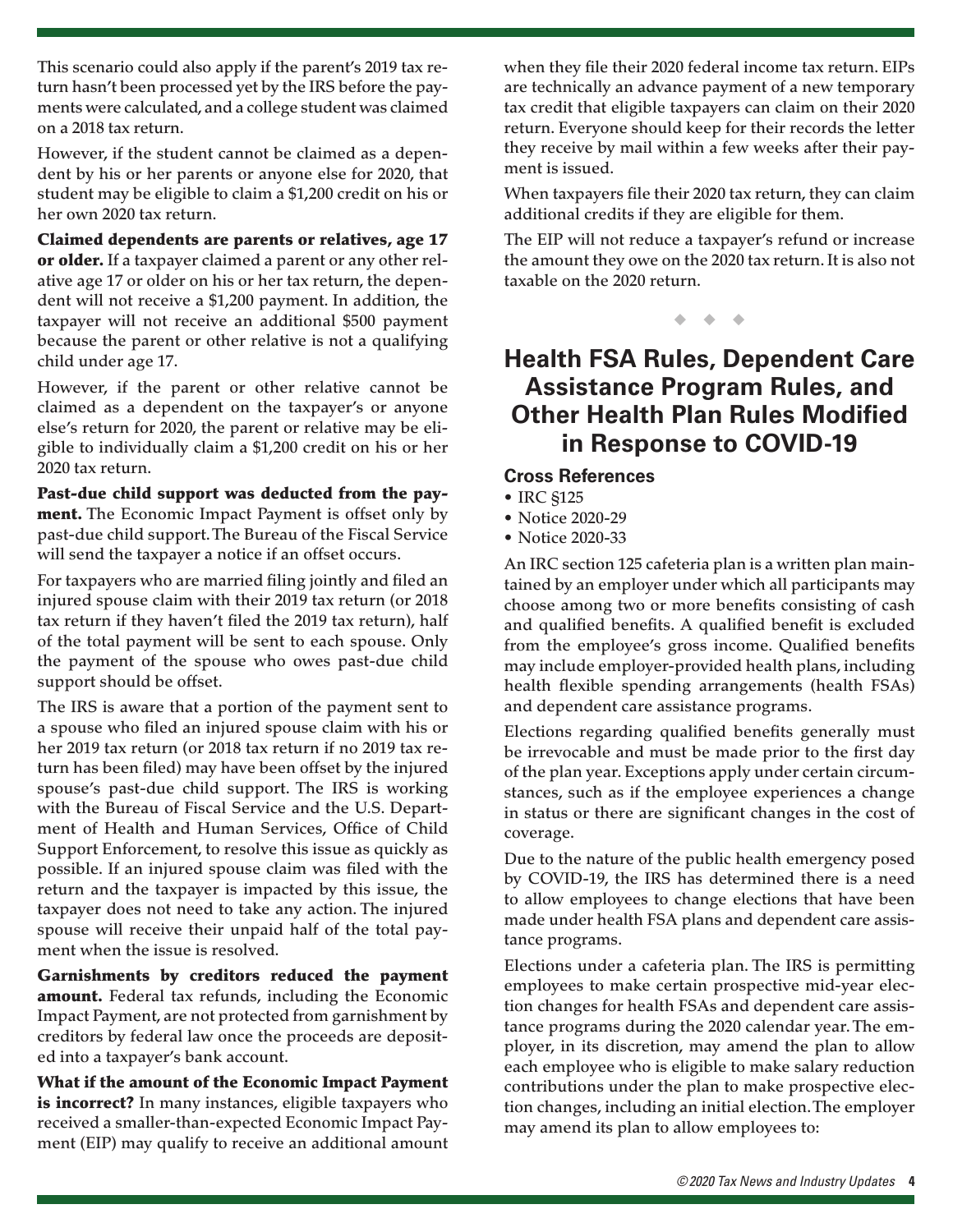This scenario could also apply if the parent's 2019 tax return hasn't been processed yet by the IRS before the payments were calculated, and a college student was claimed on a 2018 tax return.

However, if the student cannot be claimed as a dependent by his or her parents or anyone else for 2020, that student may be eligible to claim a $1,200 credit on his or her own 2020 tax return.

**Claimed dependents are parents or relatives, age 17 or older.** If a taxpayer claimed a parent or any other relative age 17 or older on his or her tax return, the dependent will not receive a $1,200 payment. In addition, the taxpayer will not receive an additional $500 payment because the parent or other relative is not a qualifying child under age 17.

However, if the parent or other relative cannot be claimed as a dependent on the taxpayer's or anyone else's return for 2020, the parent or relative may be eligible to individually claim a $1,200 credit on his or her 2020 tax return.

**Past-due child support was deducted from the payment.** The Economic Impact Payment is offset only by past-due child support. The Bureau of the Fiscal Service will send the taxpayer a notice if an offset occurs.

For taxpayers who are married filing jointly and filed an injured spouse claim with their 2019 tax return (or 2018 tax return if they haven't filed the 2019 tax return), half of the total payment will be sent to each spouse. Only the payment of the spouse who owes past-due child support should be offset.

The IRS is aware that a portion of the payment sent to a spouse who filed an injured spouse claim with his or her 2019 tax return (or 2018 tax return if no 2019 tax return has been filed) may have been offset by the injured spouse's past-due child support. The IRS is working with the Bureau of Fiscal Service and the U.S. Department of Health and Human Services, Office of Child Support Enforcement, to resolve this issue as quickly as possible. If an injured spouse claim was filed with the return and the taxpayer is impacted by this issue, the taxpayer does not need to take any action. The injured spouse will receive their unpaid half of the total payment when the issue is resolved.

**Garnishments by creditors reduced the payment amount.** Federal tax refunds, including the Economic Impact Payment, are not protected from garnishment by creditors by federal law once the proceeds are deposited into a taxpayer's bank account.

**What if the amount of the Economic Impact Payment is incorrect?** In many instances, eligible taxpayers who received a smaller-than-expected Economic Impact Payment (EIP) may qualify to receive an additional amount when they file their 2020 federal income tax return. EIPs are technically an advance payment of a new temporary tax credit that eligible taxpayers can claim on their 2020 return. Everyone should keep for their records the letter they receive by mail within a few weeks after their payment is issued.

When taxpayers file their 2020 tax return, they can claim additional credits if they are eligible for them.

The EIP will not reduce a taxpayer's refund or increase the amount they owe on the 2020 tax return. It is also not taxable on the 2020 return.

◆ ◆ ◆

## Health FSA Rules, Dependent Care Assistance Program Rules, and Other Health Plan Rules Modified in Response to COVID-19

### Cross References

- IRC §125
- Notice 2020-29
- Notice 2020-33

An IRC section 125 cafeteria plan is a written plan maintained by an employer under which all participants may choose among two or more benefits consisting of cash and qualified benefits. A qualified benefit is excluded from the employee's gross income. Qualified benefits may include employer-provided health plans, including health flexible spending arrangements (health FSAs) and dependent care assistance programs.

Elections regarding qualified benefits generally must be irrevocable and must be made prior to the first day of the plan year. Exceptions apply under certain circumstances, such as if the employee experiences a change in status or there are significant changes in the cost of coverage.

Due to the nature of the public health emergency posed by COVID-19, the IRS has determined there is a need to allow employees to change elections that have been made under health FSA plans and dependent care assistance programs.

Elections under a cafeteria plan. The IRS is permitting employees to make certain prospective mid-year election changes for health FSAs and dependent care assistance programs during the 2020 calendar year. The employer, in its discretion, may amend the plan to allow each employee who is eligible to make salary reduction contributions under the plan to make prospective election changes, including an initial election. The employer may amend its plan to allow employees to: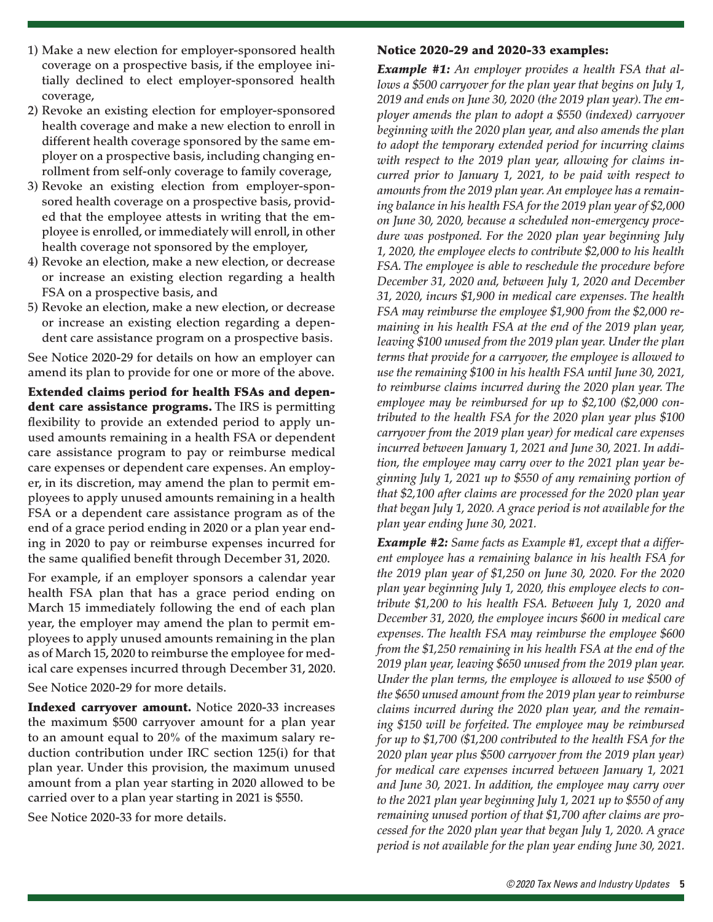1) Make a new election for employer-sponsored health coverage on a prospective basis, if the employee initially declined to elect employer-sponsored health coverage,
2) Revoke an existing election for employer-sponsored health coverage and make a new election to enroll in different health coverage sponsored by the same employer on a prospective basis, including changing enrollment from self-only coverage to family coverage,
3) Revoke an existing election from employer-sponsored health coverage on a prospective basis, provided that the employee attests in writing that the employee is enrolled, or immediately will enroll, in other health coverage not sponsored by the employer,
4) Revoke an election, make a new election, or decrease or increase an existing election regarding a health FSA on a prospective basis, and
5) Revoke an election, make a new election, or decrease or increase an existing election regarding a dependent care assistance program on a prospective basis.

See Notice 2020-29 for details on how an employer can amend its plan to provide for one or more of the above.

**Extended claims period for health FSAs and dependent care assistance programs.** The IRS is permitting flexibility to provide an extended period to apply unused amounts remaining in a health FSA or dependent care assistance program to pay or reimburse medical care expenses or dependent care expenses. An employer, in its discretion, may amend the plan to permit employees to apply unused amounts remaining in a health FSA or a dependent care assistance program as of the end of a grace period ending in 2020 or a plan year ending in 2020 to pay or reimburse expenses incurred for the same qualified benefit through December 31, 2020.

For example, if an employer sponsors a calendar year health FSA plan that has a grace period ending on March 15 immediately following the end of each plan year, the employer may amend the plan to permit employees to apply unused amounts remaining in the plan as of March 15, 2020 to reimburse the employee for medical care expenses incurred through December 31, 2020.

See Notice 2020-29 for more details.

**Indexed carryover amount.** Notice 2020-33 increases the maximum $500 carryover amount for a plan year to an amount equal to 20% of the maximum salary reduction contribution under IRC section 125(i) for that plan year. Under this provision, the maximum unused amount from a plan year starting in 2020 allowed to be carried over to a plan year starting in 2021 is $550.

See Notice 2020-33 for more details.

**Notice 2020-29 and 2020-33 examples:**

***Example #1:*** *An employer provides a health FSA that allows a $500 carryover for the plan year that begins on July 1, 2019 and ends on June 30, 2020 (the 2019 plan year). The employer amends the plan to adopt a $550 (indexed) carryover beginning with the 2020 plan year, and also amends the plan to adopt the temporary extended period for incurring claims with respect to the 2019 plan year, allowing for claims incurred prior to January 1, 2021, to be paid with respect to amounts from the 2019 plan year. An employee has a remaining balance in his health FSA for the 2019 plan year of $2,000 on June 30, 2020, because a scheduled non-emergency procedure was postponed. For the 2020 plan year beginning July 1, 2020, the employee elects to contribute $2,000 to his health FSA. The employee is able to reschedule the procedure before December 31, 2020 and, between July 1, 2020 and December 31, 2020, incurs $1,900 in medical care expenses. The health FSA may reimburse the employee $1,900 from the $2,000 remaining in his health FSA at the end of the 2019 plan year, leaving $100 unused from the 2019 plan year. Under the plan terms that provide for a carryover, the employee is allowed to use the remaining $100 in his health FSA until June 30, 2021, to reimburse claims incurred during the 2020 plan year. The employee may be reimbursed for up to $2,100 ($2,000 contributed to the health FSA for the 2020 plan year plus $100 carryover from the 2019 plan year) for medical care expenses incurred between January 1, 2021 and June 30, 2021. In addition, the employee may carry over to the 2021 plan year beginning July 1, 2021 up to $550 of any remaining portion of that $2,100 after claims are processed for the 2020 plan year that began July 1, 2020. A grace period is not available for the plan year ending June 30, 2021.*

***Example #2:*** *Same facts as Example #1, except that a different employee has a remaining balance in his health FSA for the 2019 plan year of $1,250 on June 30, 2020. For the 2020 plan year beginning July 1, 2020, this employee elects to contribute $1,200 to his health FSA. Between July 1, 2020 and December 31, 2020, the employee incurs $600 in medical care expenses. The health FSA may reimburse the employee $600 from the $1,250 remaining in his health FSA at the end of the 2019 plan year, leaving $650 unused from the 2019 plan year. Under the plan terms, the employee is allowed to use $500 of the $650 unused amount from the 2019 plan year to reimburse claims incurred during the 2020 plan year, and the remaining $150 will be forfeited. The employee may be reimbursed for up to $1,700 ($1,200 contributed to the health FSA for the 2020 plan year plus $500 carryover from the 2019 plan year) for medical care expenses incurred between January 1, 2021 and June 30, 2021. In addition, the employee may carry over to the 2021 plan year beginning July 1, 2021 up to $550 of any remaining unused portion of that $1,700 after claims are processed for the 2020 plan year that began July 1, 2020. A grace period is not available for the plan year ending June 30, 2021.*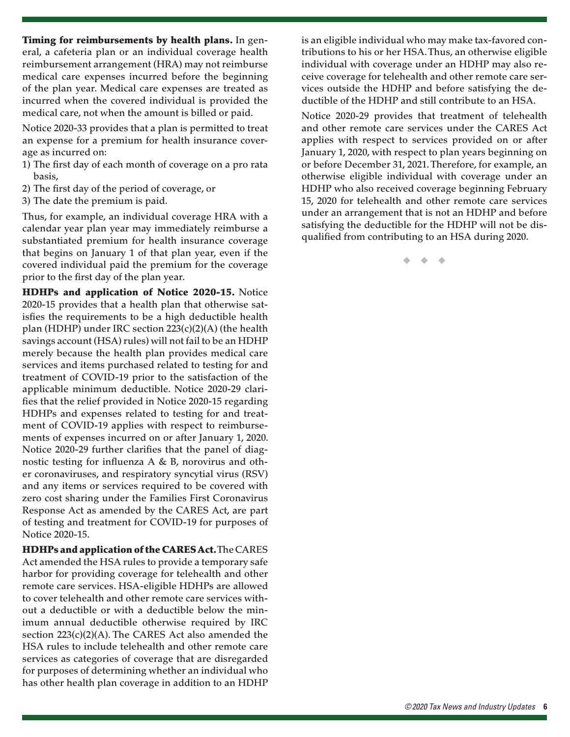**Timing for reimbursements by health plans.** In general, a cafeteria plan or an individual coverage health reimbursement arrangement (HRA) may not reimburse medical care expenses incurred before the beginning of the plan year. Medical care expenses are treated as incurred when the covered individual is provided the medical care, not when the amount is billed or paid.

Notice 2020-33 provides that a plan is permitted to treat an expense for a premium for health insurance coverage as incurred on:

1) The first day of each month of coverage on a pro rata basis,
2) The first day of the period of coverage, or
3) The date the premium is paid.

Thus, for example, an individual coverage HRA with a calendar year plan year may immediately reimburse a substantiated premium for health insurance coverage that begins on January 1 of that plan year, even if the covered individual paid the premium for the coverage prior to the first day of the plan year.

**HDHPs and application of Notice 2020-15.** Notice 2020-15 provides that a health plan that otherwise satisfies the requirements to be a high deductible health plan (HDHP) under IRC section 223(c)(2)(A) (the health savings account (HSA) rules) will not fail to be an HDHP merely because the health plan provides medical care services and items purchased related to testing for and treatment of COVID-19 prior to the satisfaction of the applicable minimum deductible. Notice 2020-29 clarifies that the relief provided in Notice 2020-15 regarding HDHPs and expenses related to testing for and treatment of COVID-19 applies with respect to reimbursements of expenses incurred on or after January 1, 2020. Notice 2020-29 further clarifies that the panel of diagnostic testing for influenza A & B, norovirus and other coronaviruses, and respiratory syncytial virus (RSV) and any items or services required to be covered with zero cost sharing under the Families First Coronavirus Response Act as amended by the CARES Act, are part of testing and treatment for COVID-19 for purposes of Notice 2020-15.

**HDHPs and application of the CARES Act.** The CARES Act amended the HSA rules to provide a temporary safe harbor for providing coverage for telehealth and other remote care services. HSA-eligible HDHPs are allowed to cover telehealth and other remote care services without a deductible or with a deductible below the minimum annual deductible otherwise required by IRC section 223(c)(2)(A). The CARES Act also amended the HSA rules to include telehealth and other remote care services as categories of coverage that are disregarded for purposes of determining whether an individual who has other health plan coverage in addition to an HDHP is an eligible individual who may make tax-favored contributions to his or her HSA. Thus, an otherwise eligible individual with coverage under an HDHP may also receive coverage for telehealth and other remote care services outside the HDHP and before satisfying the deductible of the HDHP and still contribute to an HSA.

Notice 2020-29 provides that treatment of telehealth and other remote care services under the CARES Act applies with respect to services provided on or after January 1, 2020, with respect to plan years beginning on or before December 31, 2021. Therefore, for example, an otherwise eligible individual with coverage under an HDHP who also received coverage beginning February 15, 2020 for telehealth and other remote care services under an arrangement that is not an HDHP and before satisfying the deductible for the HDHP will not be disqualified from contributing to an HSA during 2020.

◆ ◆ ◆